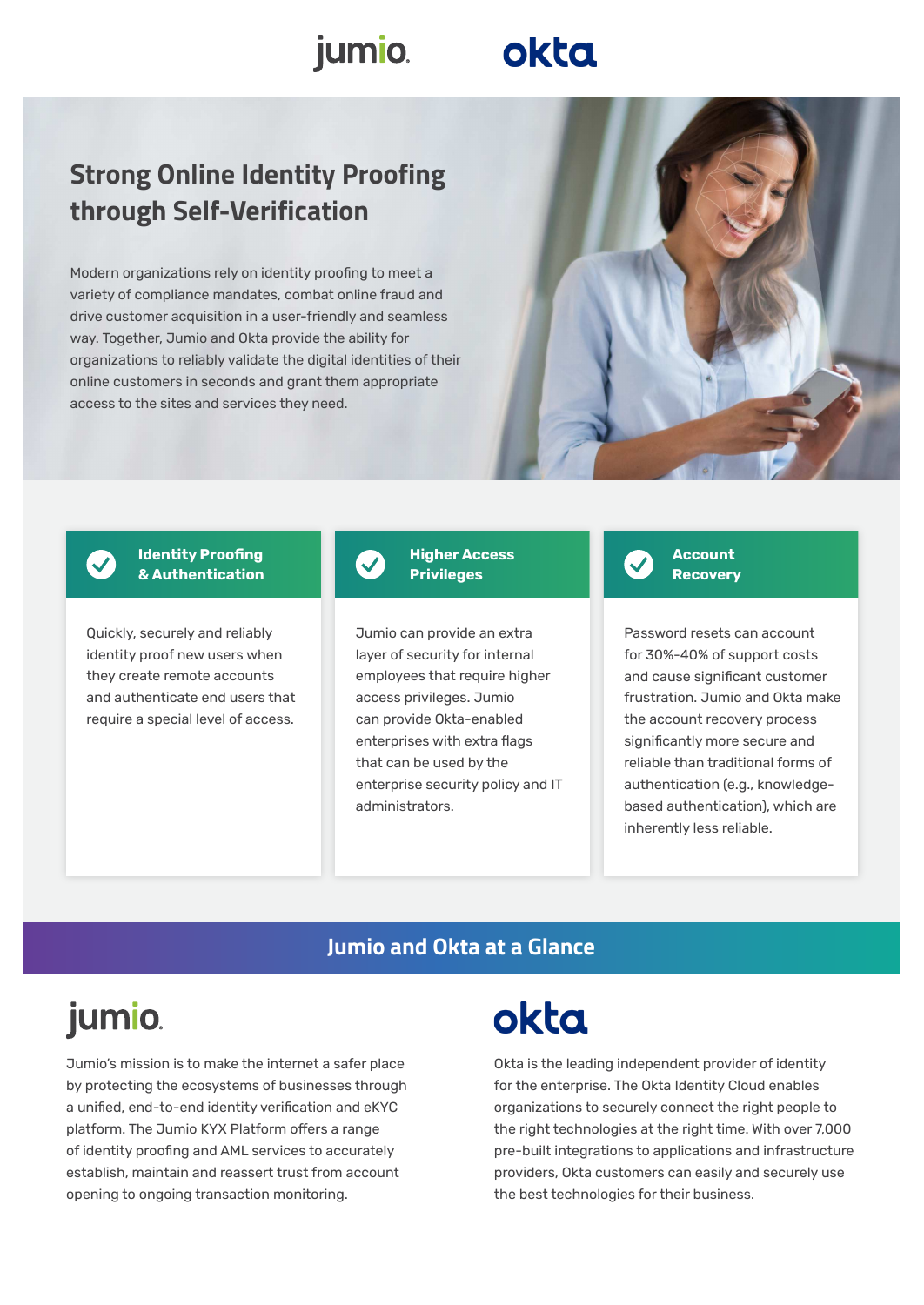jumio. okta

# Strong Online Identity Proofing through Self-Verification

Modern organizations rely on identity proofing to meet a variety of compliance mandates, combat online fraud and drive customer acquisition in a user-friendly and seamless way. Together, Jumio and Okta provide the ability for organizations to reliably validate the digital identities of their online customers in seconds and grant them appropriate access to the sites and services they need.

### Identity Proofing & Authentication

Quickly, securely and reliably identity proof new users when they create remote accounts and authenticate end users that require a special level of access.

### Higher Access Privileges

Jumio can provide an extra layer of security for internal employees that require higher access privileges. Jumio can provide Okta-enabled enterprises with extra flags that can be used by the enterprise security policy and IT administrators.

### Account Recovery

Password resets can account for 30%-40% of support costs and cause significant customer frustration. Jumio and Okta make the account recovery process significantly more secure and reliable than traditional forms of authentication (e.g., knowledge-based authentication), which are inherently less reliable.

## Jumio and Okta at a Glance

### jumio.

Jumio's mission is to make the internet a safer place by protecting the ecosystems of businesses through a unified, end-to-end identity verification and eKYC platform. The Jumio KYX Platform offers a range of identity proofing and AML services to accurately establish, maintain and reassert trust from account opening to ongoing transaction monitoring.

### okta

Okta is the leading independent provider of identity for the enterprise. The Okta Identity Cloud enables organizations to securely connect the right people to the right technologies at the right time. With over 7,000 pre-built integrations to applications and infrastructure providers, Okta customers can easily and securely use the best technologies for their business.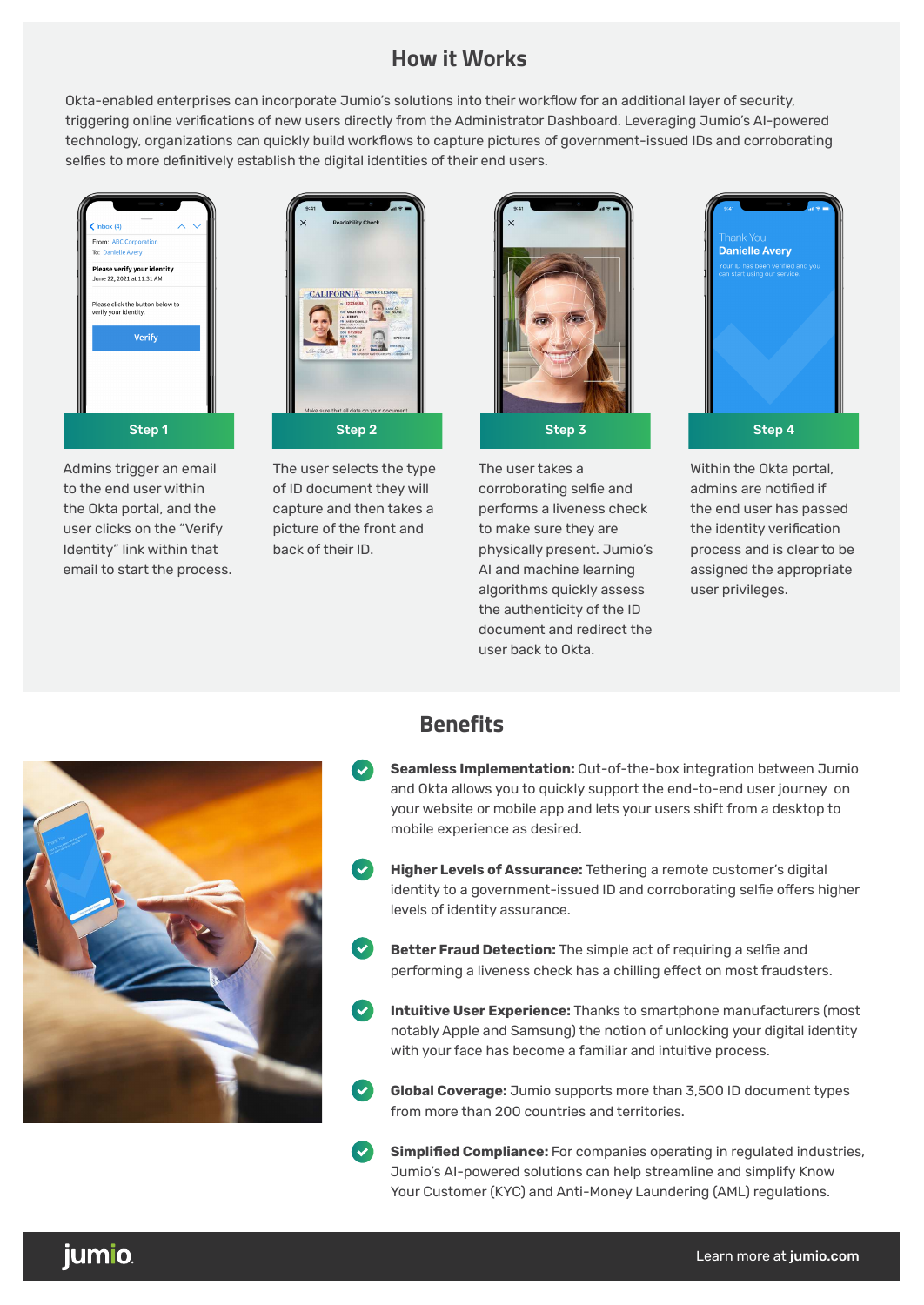## How it Works

Okta-enabled enterprises can incorporate Jumio's solutions into their workflow for an additional layer of security, triggering online verifications of new users directly from the Administrator Dashboard. Leveraging Jumio's AI-powered technology, organizations can quickly build workflows to capture pictures of government-issued IDs and corroborating selfies to more definitively establish the digital identities of their end users.

### Step 1

Admins trigger an email to the end user within the Okta portal, and the user clicks on the "Verify Identity" link within that email to start the process.

### Step 2

The user selects the type of ID document they will capture and then takes a picture of the front and back of their ID.

### Step 3

The user takes a corroborating selfie and performs a liveness check to make sure they are physically present. Jumio's AI and machine learning algorithms quickly assess the authenticity of the ID document and redirect the user back to Okta.

### Step 4

Within the Okta portal, admins are notified if the end user has passed the identity verification process and is clear to be assigned the appropriate user privileges.

## Benefits

- **Seamless Implementation:** Out-of-the-box integration between Jumio and Okta allows you to quickly support the end-to-end user journey on your website or mobile app and lets your users shift from a desktop to mobile experience as desired.
- **Higher Levels of Assurance:** Tethering a remote customer's digital identity to a government-issued ID and corroborating selfie offers higher levels of identity assurance.
- **Better Fraud Detection:** The simple act of requiring a selfie and performing a liveness check has a chilling effect on most fraudsters.
- **Intuitive User Experience:** Thanks to smartphone manufacturers (most notably Apple and Samsung) the notion of unlocking your digital identity with your face has become a familiar and intuitive process.
- **Global Coverage:** Jumio supports more than 3,500 ID document types from more than 200 countries and territories.
- **Simplified Compliance:** For companies operating in regulated industries, Jumio's AI-powered solutions can help streamline and simplify Know Your Customer (KYC) and Anti-Money Laundering (AML) regulations.

jumio.

Learn more at **jumio.com**